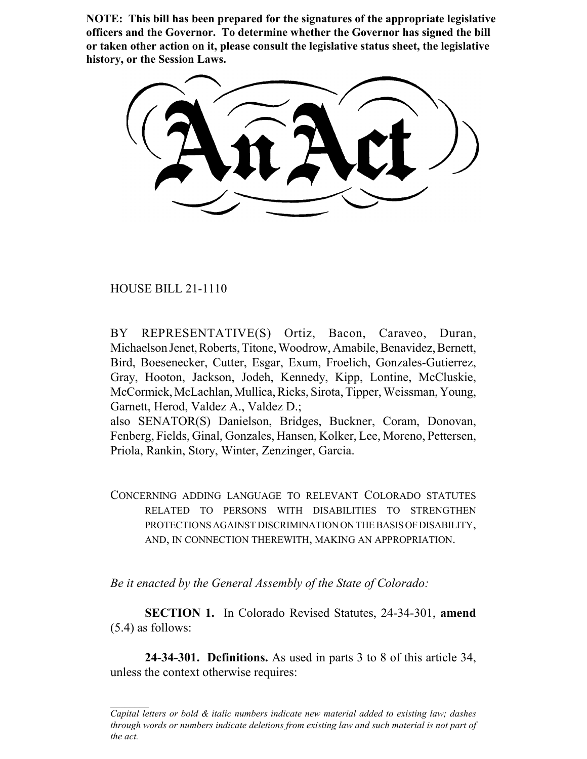**NOTE: This bill has been prepared for the signatures of the appropriate legislative officers and the Governor. To determine whether the Governor has signed the bill or taken other action on it, please consult the legislative status sheet, the legislative history, or the Session Laws.**

# An Act

HOUSE BILL 21-1110

BY REPRESENTATIVE(S) Ortiz, Bacon, Caraveo, Duran, Michaelson Jenet, Roberts, Titone, Woodrow, Amabile, Benavidez, Bernett, Bird, Boesenecker, Cutter, Esgar, Exum, Froelich, Gonzales-Gutierrez, Gray, Hooton, Jackson, Jodeh, Kennedy, Kipp, Lontine, McCluskie, McCormick, McLachlan, Mullica, Ricks, Sirota, Tipper, Weissman, Young, Garnett, Herod, Valdez A., Valdez D.;
also SENATOR(S) Danielson, Bridges, Buckner, Coram, Donovan, Fenberg, Fields, Ginal, Gonzales, Hansen, Kolker, Lee, Moreno, Pettersen, Priola, Rankin, Story, Winter, Zenzinger, Garcia.

CONCERNING ADDING LANGUAGE TO RELEVANT COLORADO STATUTES RELATED TO PERSONS WITH DISABILITIES TO STRENGTHEN PROTECTIONS AGAINST DISCRIMINATION ON THE BASIS OF DISABILITY, AND, IN CONNECTION THEREWITH, MAKING AN APPROPRIATION.

*Be it enacted by the General Assembly of the State of Colorado:*

**SECTION 1.** In Colorado Revised Statutes, 24-34-301, **amend** (5.4) as follows:

**24-34-301. Definitions.** As used in parts 3 to 8 of this article 34, unless the context otherwise requires:

*Capital letters or bold & italic numbers indicate new material added to existing law; dashes through words or numbers indicate deletions from existing law and such material is not part of the act.*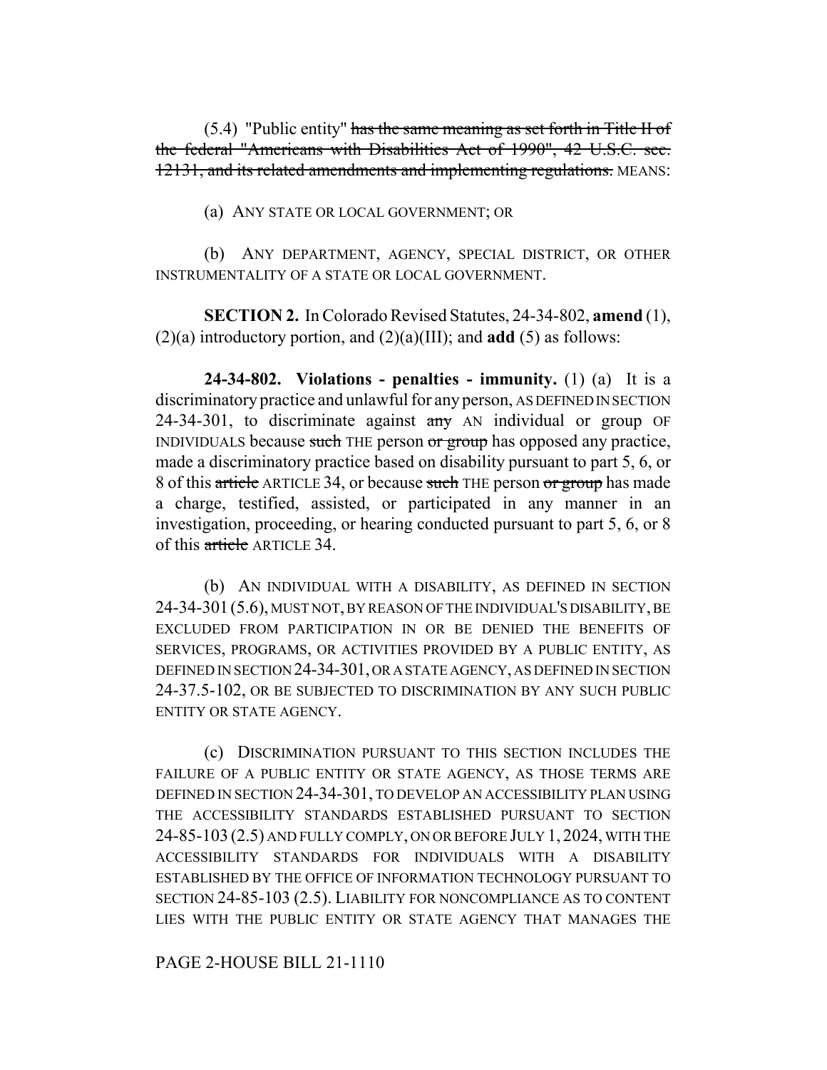(5.4) "Public entity" ~~has the same meaning as set forth in Title II of the federal "Americans with Disabilities Act of 1990", 42 U.S.C. sec. 12131, and its related amendments and implementing regulations.~~ MEANS:

(a) ANY STATE OR LOCAL GOVERNMENT; OR

(b) ANY DEPARTMENT, AGENCY, SPECIAL DISTRICT, OR OTHER INSTRUMENTALITY OF A STATE OR LOCAL GOVERNMENT.

**SECTION 2.** In Colorado Revised Statutes, 24-34-802, **amend** (1), (2)(a) introductory portion, and (2)(a)(III); and **add** (5) as follows:

**24-34-802. Violations - penalties - immunity.** (1) (a) It is a discriminatory practice and unlawful for any person, AS DEFINED IN SECTION 24-34-301, to discriminate against ~~any~~ AN individual or group OF INDIVIDUALS because ~~such~~ THE person ~~or group~~ has opposed any practice, made a discriminatory practice based on disability pursuant to part 5, 6, or 8 of this ~~article~~ ARTICLE 34, or because ~~such~~ THE person ~~or group~~ has made a charge, testified, assisted, or participated in any manner in an investigation, proceeding, or hearing conducted pursuant to part 5, 6, or 8 of this ~~article~~ ARTICLE 34.

(b) AN INDIVIDUAL WITH A DISABILITY, AS DEFINED IN SECTION 24-34-301 (5.6), MUST NOT, BY REASON OF THE INDIVIDUAL'S DISABILITY, BE EXCLUDED FROM PARTICIPATION IN OR BE DENIED THE BENEFITS OF SERVICES, PROGRAMS, OR ACTIVITIES PROVIDED BY A PUBLIC ENTITY, AS DEFINED IN SECTION 24-34-301, OR A STATE AGENCY, AS DEFINED IN SECTION 24-37.5-102, OR BE SUBJECTED TO DISCRIMINATION BY ANY SUCH PUBLIC ENTITY OR STATE AGENCY.

(c) DISCRIMINATION PURSUANT TO THIS SECTION INCLUDES THE FAILURE OF A PUBLIC ENTITY OR STATE AGENCY, AS THOSE TERMS ARE DEFINED IN SECTION 24-34-301, TO DEVELOP AN ACCESSIBILITY PLAN USING THE ACCESSIBILITY STANDARDS ESTABLISHED PURSUANT TO SECTION 24-85-103 (2.5) AND FULLY COMPLY, ON OR BEFORE JULY 1, 2024, WITH THE ACCESSIBILITY STANDARDS FOR INDIVIDUALS WITH A DISABILITY ESTABLISHED BY THE OFFICE OF INFORMATION TECHNOLOGY PURSUANT TO SECTION 24-85-103 (2.5). LIABILITY FOR NONCOMPLIANCE AS TO CONTENT LIES WITH THE PUBLIC ENTITY OR STATE AGENCY THAT MANAGES THE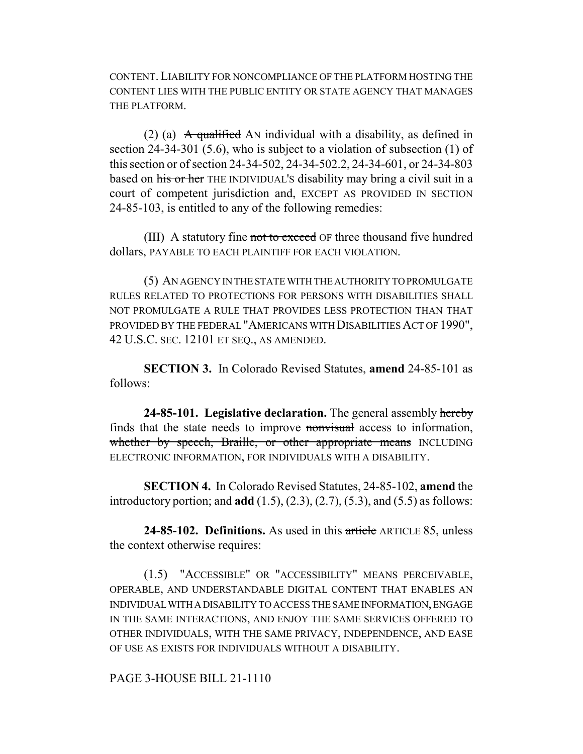CONTENT. LIABILITY FOR NONCOMPLIANCE OF THE PLATFORM HOSTING THE CONTENT LIES WITH THE PUBLIC ENTITY OR STATE AGENCY THAT MANAGES THE PLATFORM.

(2) (a) ~~A qualified~~ AN individual with a disability, as defined in section 24-34-301 (5.6), who is subject to a violation of subsection (1) of this section or of section 24-34-502, 24-34-502.2, 24-34-601, or 24-34-803 based on ~~his or her~~ THE INDIVIDUAL'S disability may bring a civil suit in a court of competent jurisdiction and, EXCEPT AS PROVIDED IN SECTION 24-85-103, is entitled to any of the following remedies:

(III) A statutory fine ~~not to exceed~~ OF three thousand five hundred dollars, PAYABLE TO EACH PLAINTIFF FOR EACH VIOLATION.

(5) AN AGENCY IN THE STATE WITH THE AUTHORITY TO PROMULGATE RULES RELATED TO PROTECTIONS FOR PERSONS WITH DISABILITIES SHALL NOT PROMULGATE A RULE THAT PROVIDES LESS PROTECTION THAN THAT PROVIDED BY THE FEDERAL "AMERICANS WITH DISABILITIES ACT OF 1990", 42 U.S.C. SEC. 12101 ET SEQ., AS AMENDED.

**SECTION 3.** In Colorado Revised Statutes, **amend** 24-85-101 as follows:

**24-85-101. Legislative declaration.** The general assembly ~~hereby~~ finds that the state needs to improve ~~nonvisual~~ access to information, ~~whether by speech, Braille, or other appropriate means~~ INCLUDING ELECTRONIC INFORMATION, FOR INDIVIDUALS WITH A DISABILITY.

**SECTION 4.** In Colorado Revised Statutes, 24-85-102, **amend** the introductory portion; and **add** (1.5), (2.3), (2.7), (5.3), and (5.5) as follows:

**24-85-102. Definitions.** As used in this ~~article~~ ARTICLE 85, unless the context otherwise requires:

(1.5) "ACCESSIBLE" OR "ACCESSIBILITY" MEANS PERCEIVABLE, OPERABLE, AND UNDERSTANDABLE DIGITAL CONTENT THAT ENABLES AN INDIVIDUAL WITH A DISABILITY TO ACCESS THE SAME INFORMATION, ENGAGE IN THE SAME INTERACTIONS, AND ENJOY THE SAME SERVICES OFFERED TO OTHER INDIVIDUALS, WITH THE SAME PRIVACY, INDEPENDENCE, AND EASE OF USE AS EXISTS FOR INDIVIDUALS WITHOUT A DISABILITY.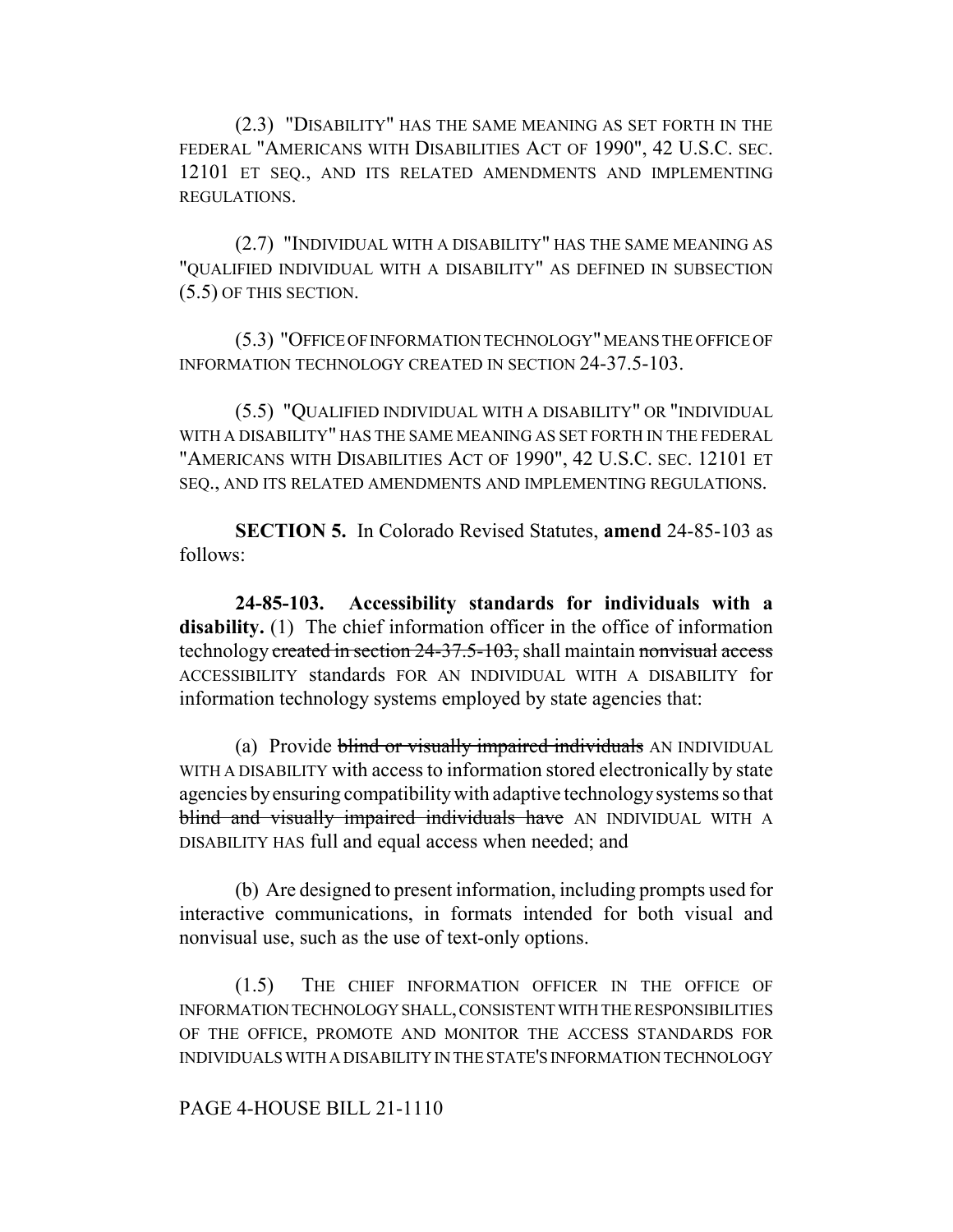(2.3) "DISABILITY" HAS THE SAME MEANING AS SET FORTH IN THE FEDERAL "AMERICANS WITH DISABILITIES ACT OF 1990", 42 U.S.C. SEC. 12101 ET SEQ., AND ITS RELATED AMENDMENTS AND IMPLEMENTING REGULATIONS.

(2.7) "INDIVIDUAL WITH A DISABILITY" HAS THE SAME MEANING AS "QUALIFIED INDIVIDUAL WITH A DISABILITY" AS DEFINED IN SUBSECTION (5.5) OF THIS SECTION.

(5.3) "OFFICE OF INFORMATION TECHNOLOGY" MEANS THE OFFICE OF INFORMATION TECHNOLOGY CREATED IN SECTION 24-37.5-103.

(5.5) "QUALIFIED INDIVIDUAL WITH A DISABILITY" OR "INDIVIDUAL WITH A DISABILITY" HAS THE SAME MEANING AS SET FORTH IN THE FEDERAL "AMERICANS WITH DISABILITIES ACT OF 1990", 42 U.S.C. SEC. 12101 ET SEQ., AND ITS RELATED AMENDMENTS AND IMPLEMENTING REGULATIONS.

**SECTION 5.** In Colorado Revised Statutes, **amend** 24-85-103 as follows:

**24-85-103. Accessibility standards for individuals with a disability.** (1) The chief information officer in the office of information technology ~~created in section 24-37.5-103,~~ shall maintain ~~nonvisual access~~ ACCESSIBILITY standards FOR AN INDIVIDUAL WITH A DISABILITY for information technology systems employed by state agencies that:

(a) Provide ~~blind or visually impaired individuals~~ AN INDIVIDUAL WITH A DISABILITY with access to information stored electronically by state agencies by ensuring compatibility with adaptive technology systems so that ~~blind and visually impaired individuals have~~ AN INDIVIDUAL WITH A DISABILITY HAS full and equal access when needed; and

(b) Are designed to present information, including prompts used for interactive communications, in formats intended for both visual and nonvisual use, such as the use of text-only options.

(1.5) THE CHIEF INFORMATION OFFICER IN THE OFFICE OF INFORMATION TECHNOLOGY SHALL, CONSISTENT WITH THE RESPONSIBILITIES OF THE OFFICE, PROMOTE AND MONITOR THE ACCESS STANDARDS FOR INDIVIDUALS WITH A DISABILITY IN THE STATE'S INFORMATION TECHNOLOGY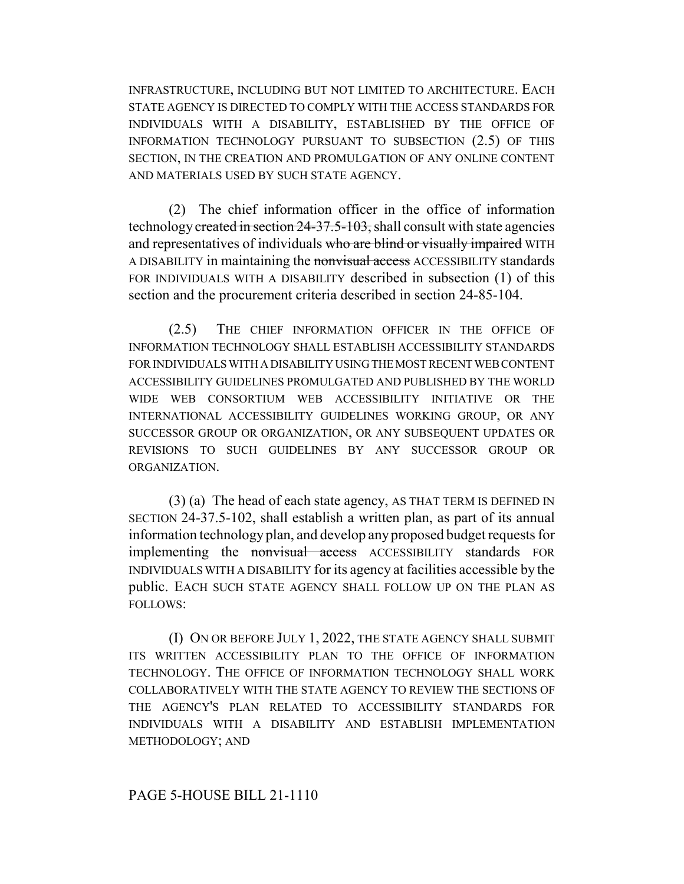INFRASTRUCTURE, INCLUDING BUT NOT LIMITED TO ARCHITECTURE. EACH STATE AGENCY IS DIRECTED TO COMPLY WITH THE ACCESS STANDARDS FOR INDIVIDUALS WITH A DISABILITY, ESTABLISHED BY THE OFFICE OF INFORMATION TECHNOLOGY PURSUANT TO SUBSECTION (2.5) OF THIS SECTION, IN THE CREATION AND PROMULGATION OF ANY ONLINE CONTENT AND MATERIALS USED BY SUCH STATE AGENCY.

(2) The chief information officer in the office of information technology ~~created in section 24-37.5-103,~~ shall consult with state agencies and representatives of individuals ~~who are blind or visually impaired~~ WITH A DISABILITY in maintaining the ~~nonvisual access~~ ACCESSIBILITY standards FOR INDIVIDUALS WITH A DISABILITY described in subsection (1) of this section and the procurement criteria described in section 24-85-104.

(2.5) THE CHIEF INFORMATION OFFICER IN THE OFFICE OF INFORMATION TECHNOLOGY SHALL ESTABLISH ACCESSIBILITY STANDARDS FOR INDIVIDUALS WITH A DISABILITY USING THE MOST RECENT WEB CONTENT ACCESSIBILITY GUIDELINES PROMULGATED AND PUBLISHED BY THE WORLD WIDE WEB CONSORTIUM WEB ACCESSIBILITY INITIATIVE OR THE INTERNATIONAL ACCESSIBILITY GUIDELINES WORKING GROUP, OR ANY SUCCESSOR GROUP OR ORGANIZATION, OR ANY SUBSEQUENT UPDATES OR REVISIONS TO SUCH GUIDELINES BY ANY SUCCESSOR GROUP OR ORGANIZATION.

(3) (a) The head of each state agency, AS THAT TERM IS DEFINED IN SECTION 24-37.5-102, shall establish a written plan, as part of its annual information technology plan, and develop any proposed budget requests for implementing the ~~nonvisual access~~ ACCESSIBILITY standards FOR INDIVIDUALS WITH A DISABILITY for its agency at facilities accessible by the public. EACH SUCH STATE AGENCY SHALL FOLLOW UP ON THE PLAN AS FOLLOWS:

(I) ON OR BEFORE JULY 1, 2022, THE STATE AGENCY SHALL SUBMIT ITS WRITTEN ACCESSIBILITY PLAN TO THE OFFICE OF INFORMATION TECHNOLOGY. THE OFFICE OF INFORMATION TECHNOLOGY SHALL WORK COLLABORATIVELY WITH THE STATE AGENCY TO REVIEW THE SECTIONS OF THE AGENCY'S PLAN RELATED TO ACCESSIBILITY STANDARDS FOR INDIVIDUALS WITH A DISABILITY AND ESTABLISH IMPLEMENTATION METHODOLOGY; AND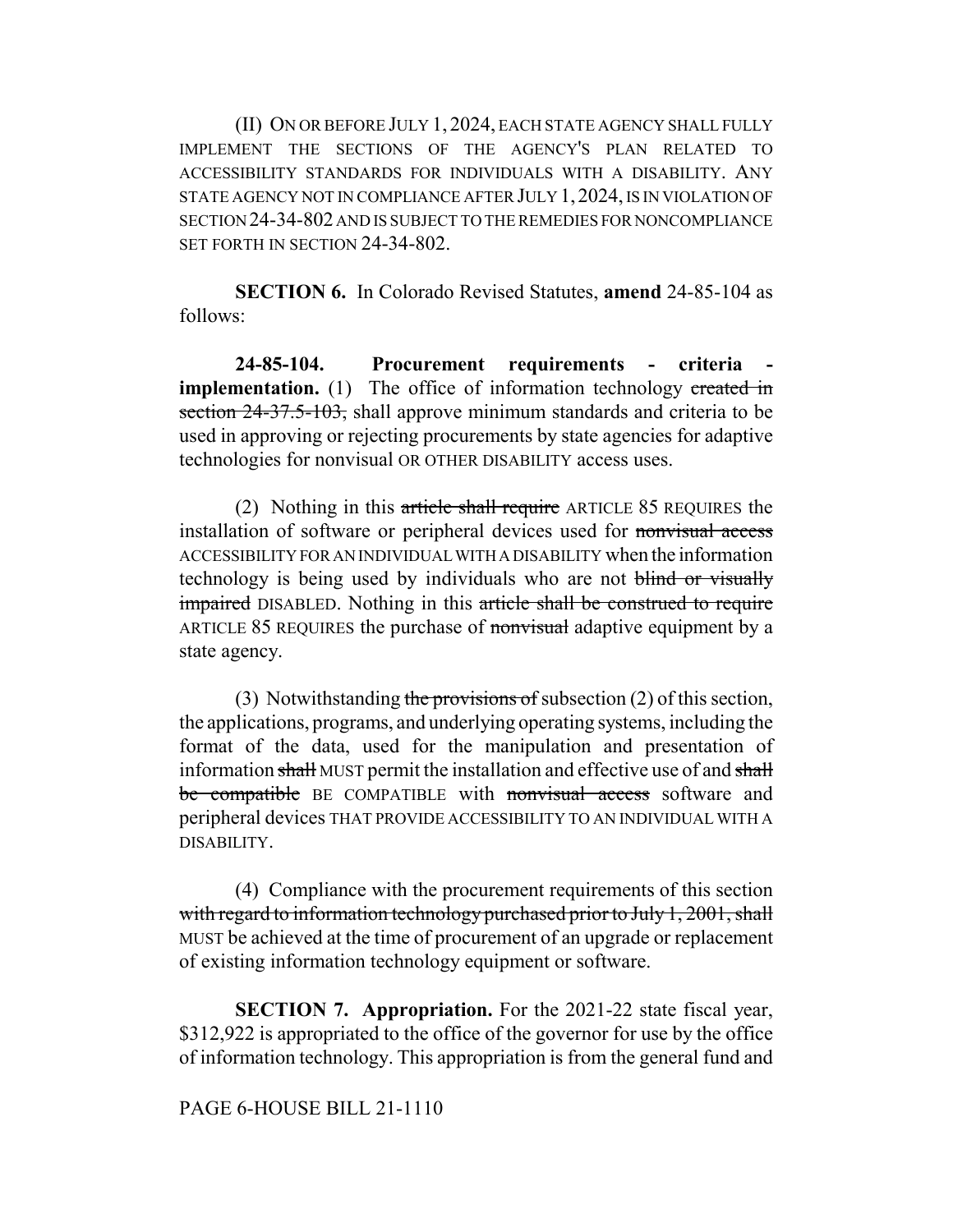(II) ON OR BEFORE JULY 1, 2024, EACH STATE AGENCY SHALL FULLY IMPLEMENT THE SECTIONS OF THE AGENCY'S PLAN RELATED TO ACCESSIBILITY STANDARDS FOR INDIVIDUALS WITH A DISABILITY. ANY STATE AGENCY NOT IN COMPLIANCE AFTER JULY 1, 2024, IS IN VIOLATION OF SECTION 24-34-802 AND IS SUBJECT TO THE REMEDIES FOR NONCOMPLIANCE SET FORTH IN SECTION 24-34-802.

**SECTION 6.** In Colorado Revised Statutes, **amend** 24-85-104 as follows:

**24-85-104. Procurement requirements - criteria - implementation.** (1) The office of information technology ~~created in section 24-37.5-103,~~ shall approve minimum standards and criteria to be used in approving or rejecting procurements by state agencies for adaptive technologies for nonvisual OR OTHER DISABILITY access uses.

(2) Nothing in this ~~article shall require~~ ARTICLE 85 REQUIRES the installation of software or peripheral devices used for ~~nonvisual access~~ ACCESSIBILITY FOR AN INDIVIDUAL WITH A DISABILITY when the information technology is being used by individuals who are not ~~blind or visually impaired~~ DISABLED. Nothing in this ~~article shall be construed to require~~ ARTICLE 85 REQUIRES the purchase of ~~nonvisual~~ adaptive equipment by a state agency.

(3) Notwithstanding ~~the provisions of~~ subsection (2) of this section, the applications, programs, and underlying operating systems, including the format of the data, used for the manipulation and presentation of information ~~shall~~ MUST permit the installation and effective use of and ~~shall be compatible~~ BE COMPATIBLE with ~~nonvisual access~~ software and peripheral devices THAT PROVIDE ACCESSIBILITY TO AN INDIVIDUAL WITH A DISABILITY.

(4) Compliance with the procurement requirements of this section ~~with regard to information technology purchased prior to July 1, 2001, shall~~ MUST be achieved at the time of procurement of an upgrade or replacement of existing information technology equipment or software.

**SECTION 7. Appropriation.** For the 2021-22 state fiscal year, $312,922 is appropriated to the office of the governor for use by the office of information technology. This appropriation is from the general fund and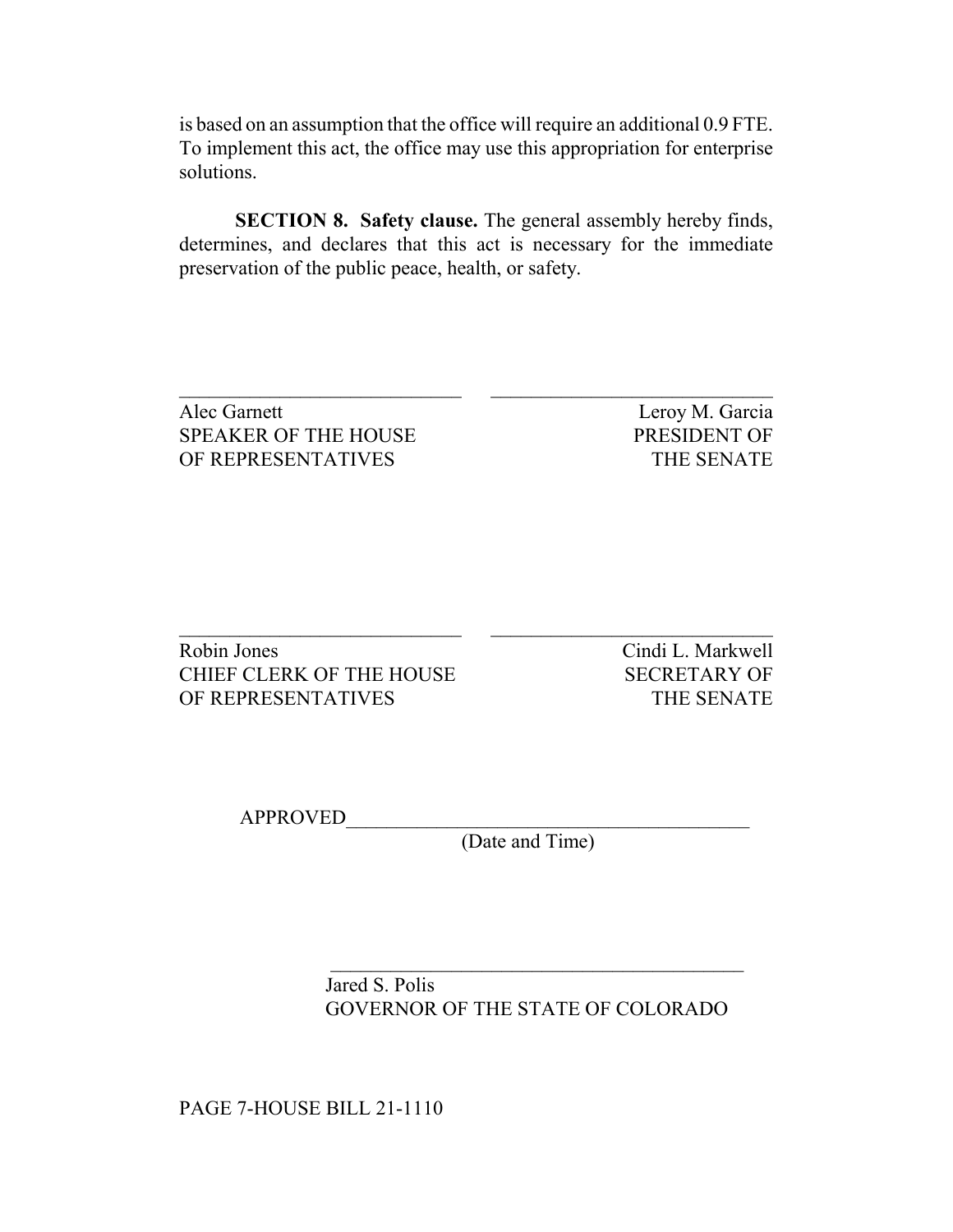is based on an assumption that the office will require an additional 0.9 FTE. To implement this act, the office may use this appropriation for enterprise solutions.

**SECTION 8. Safety clause.** The general assembly hereby finds, determines, and declares that this act is necessary for the immediate preservation of the public peace, health, or safety.

____________________________ ____________________________

Alec Garnett
SPEAKER OF THE HOUSE
OF REPRESENTATIVES

Leroy M. Garcia
PRESIDENT OF
THE SENATE

____________________________ ____________________________

Robin Jones
CHIEF CLERK OF THE HOUSE
OF REPRESENTATIVES

Cindi L. Markwell
SECRETARY OF
THE SENATE

APPROVED________________________________________
(Date and Time)

____________________________________________

Jared S. Polis
GOVERNOR OF THE STATE OF COLORADO

PAGE 7-HOUSE BILL 21-1110